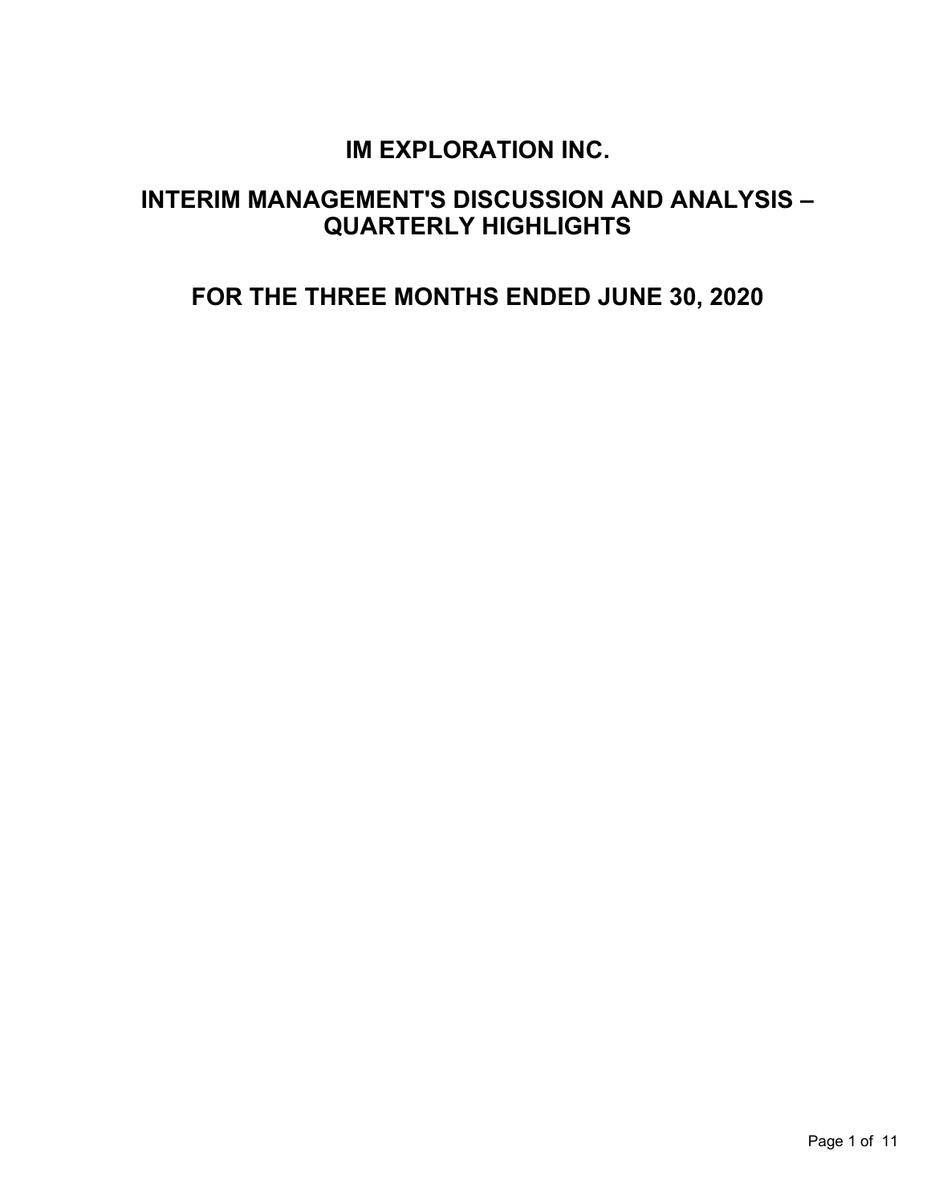# IM EXPLORATION INC.

# INTERIM MANAGEMENT'S DISCUSSION AND ANALYSIS – QUARTERLY HIGHLIGHTS

# FOR THE THREE MONTHS ENDED JUNE 30, 2020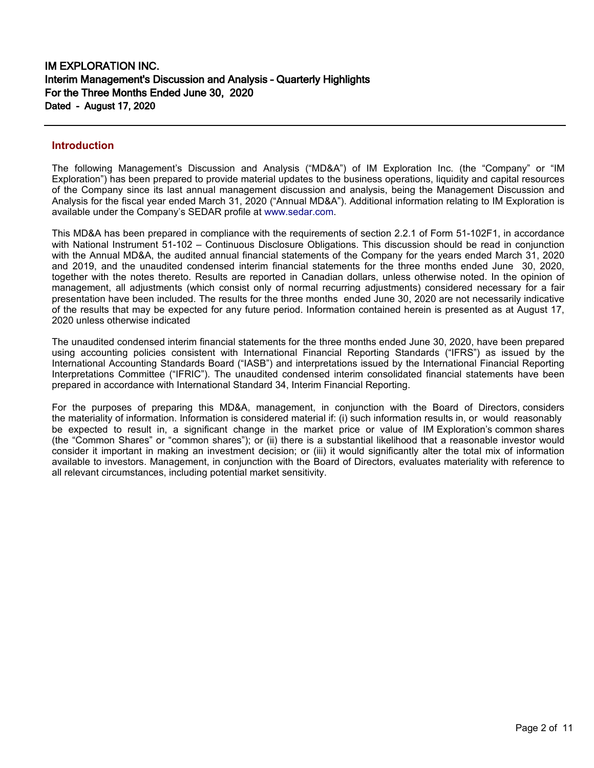# IM EXPLORATION INC.
## Interim Management's Discussion and Analysis - Quarterly Highlights
## For the Three Months Ended June 30, 2020
### Dated - August 17, 2020

## Introduction

The following Management's Discussion and Analysis ("MD&A") of IM Exploration Inc. (the "Company" or "IM Exploration") has been prepared to provide material updates to the business operations, liquidity and capital resources of the Company since its last annual management discussion and analysis, being the Management Discussion and Analysis for the fiscal year ended March 31, 2020 ("Annual MD&A"). Additional information relating to IM Exploration is available under the Company's SEDAR profile at www.sedar.com.

This MD&A has been prepared in compliance with the requirements of section 2.2.1 of Form 51-102F1, in accordance with National Instrument 51-102 – Continuous Disclosure Obligations. This discussion should be read in conjunction with the Annual MD&A, the audited annual financial statements of the Company for the years ended March 31, 2020 and 2019, and the unaudited condensed interim financial statements for the three months ended June 30, 2020, together with the notes thereto. Results are reported in Canadian dollars, unless otherwise noted. In the opinion of management, all adjustments (which consist only of normal recurring adjustments) considered necessary for a fair presentation have been included. The results for the three months ended June 30, 2020 are not necessarily indicative of the results that may be expected for any future period. Information contained herein is presented as at August 17, 2020 unless otherwise indicated

The unaudited condensed interim financial statements for the three months ended June 30, 2020, have been prepared using accounting policies consistent with International Financial Reporting Standards ("IFRS") as issued by the International Accounting Standards Board ("IASB") and interpretations issued by the International Financial Reporting Interpretations Committee ("IFRIC"). The unaudited condensed interim consolidated financial statements have been prepared in accordance with International Standard 34, Interim Financial Reporting.

For the purposes of preparing this MD&A, management, in conjunction with the Board of Directors, considers the materiality of information. Information is considered material if: (i) such information results in, or would reasonably be expected to result in, a significant change in the market price or value of IM Exploration's common shares (the "Common Shares" or "common shares"); or (ii) there is a substantial likelihood that a reasonable investor would consider it important in making an investment decision; or (iii) it would significantly alter the total mix of information available to investors. Management, in conjunction with the Board of Directors, evaluates materiality with reference to all relevant circumstances, including potential market sensitivity.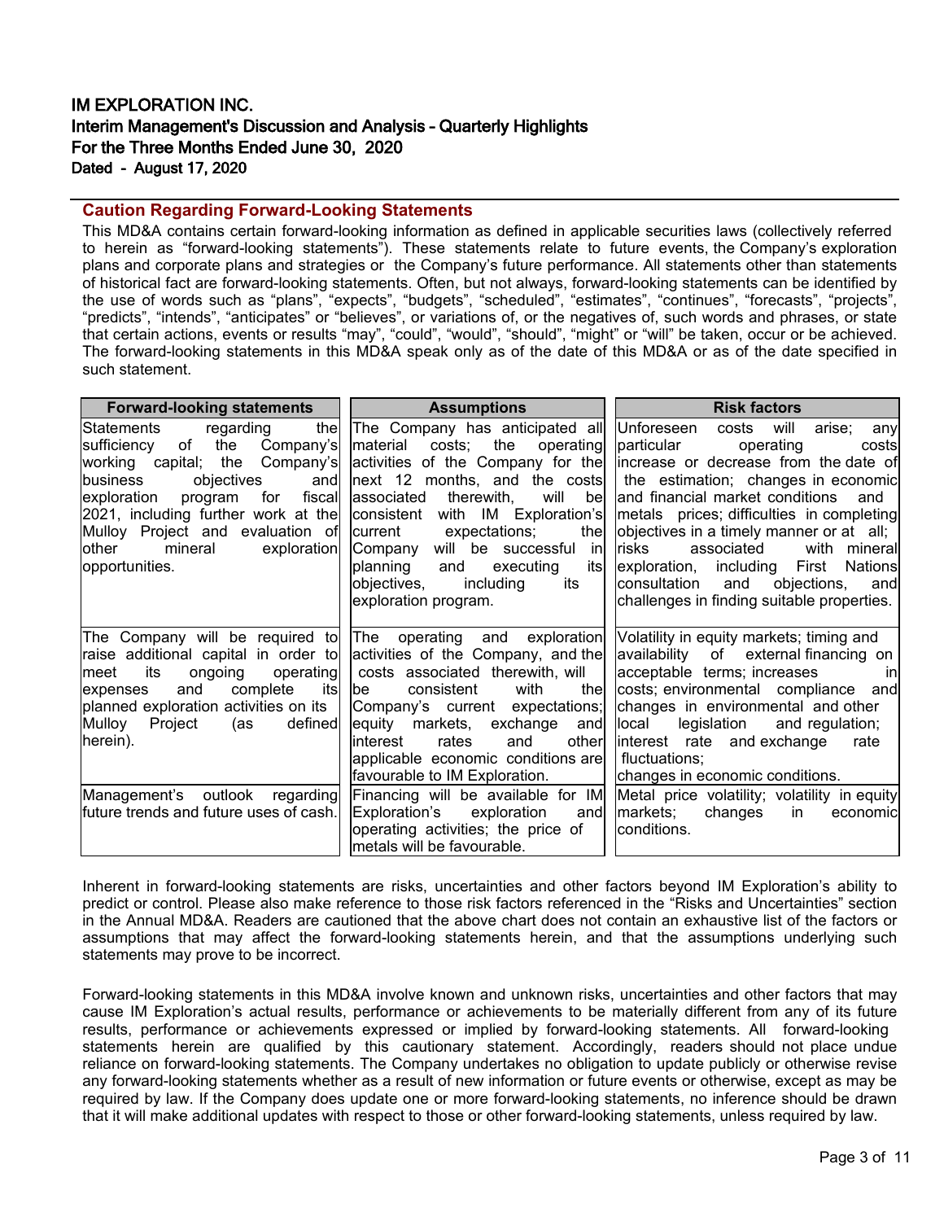# IM EXPLORATION INC.
## Interim Management's Discussion and Analysis - Quarterly Highlights
## For the Three Months Ended June 30, 2020
### Dated - August 17, 2020

### Caution Regarding Forward-Looking Statements

This MD&A contains certain forward-looking information as defined in applicable securities laws (collectively referred to herein as "forward-looking statements"). These statements relate to future events, the Company's exploration plans and corporate plans and strategies or the Company's future performance. All statements other than statements of historical fact are forward-looking statements. Often, but not always, forward-looking statements can be identified by the use of words such as "plans", "expects", "budgets", "scheduled", "estimates", "continues", "forecasts", "projects", "predicts", "intends", "anticipates" or "believes", or variations of, or the negatives of, such words and phrases, or state that certain actions, events or results "may", "could", "would", "should", "might" or "will" be taken, occur or be achieved. The forward-looking statements in this MD&A speak only as of the date of this MD&A or as of the date specified in such statement.

| Forward-looking statements | Assumptions | Risk factors |
|---|---|---|
| Statements regarding the sufficiency of the Company's working capital; the Company's business objectives and exploration program for fiscal 2021, including further work at the Mulloy Project and evaluation of other mineral exploration opportunities. | The Company has anticipated all material costs; the operating activities of the Company for the next 12 months, and the costs associated therewith, will be consistent with IM Exploration's current expectations; the Company will be successful in planning and executing its objectives, including its exploration program. | Unforeseen costs will arise; any particular operating costs increase or decrease from the date of the estimation; changes in economic and financial market conditions and metals prices; difficulties in completing objectives in a timely manner or at all; risks associated with mineral exploration, including First Nations consultation and objections, and challenges in finding suitable properties. |
| The Company will be required to raise additional capital in order to meet its ongoing operating expenses and complete its planned exploration activities on its Mulloy Project (as defined herein). | The operating and exploration activities of the Company, and the costs associated therewith, will be consistent with the Company's current expectations; equity markets, exchange and interest rates and other applicable economic conditions are favourable to IM Exploration. | Volatility in equity markets; timing and availability of external financing on acceptable terms; increases in costs; environmental compliance and changes in environmental and other local legislation and regulation; interest rate and exchange rate fluctuations; changes in economic conditions. |
| Management's outlook regarding future trends and future uses of cash. | Financing will be available for IM Exploration's exploration and operating activities; the price of metals will be favourable. | Metal price volatility; volatility in equity markets; changes in economic conditions. |

Inherent in forward-looking statements are risks, uncertainties and other factors beyond IM Exploration's ability to predict or control. Please also make reference to those risk factors referenced in the "Risks and Uncertainties" section in the Annual MD&A. Readers are cautioned that the above chart does not contain an exhaustive list of the factors or assumptions that may affect the forward-looking statements herein, and that the assumptions underlying such statements may prove to be incorrect.

Forward-looking statements in this MD&A involve known and unknown risks, uncertainties and other factors that may cause IM Exploration's actual results, performance or achievements to be materially different from any of its future results, performance or achievements expressed or implied by forward-looking statements. All forward-looking statements herein are qualified by this cautionary statement. Accordingly, readers should not place undue reliance on forward-looking statements. The Company undertakes no obligation to update publicly or otherwise revise any forward-looking statements whether as a result of new information or future events or otherwise, except as may be required by law. If the Company does update one or more forward-looking statements, no inference should be drawn that it will make additional updates with respect to those or other forward-looking statements, unless required by law.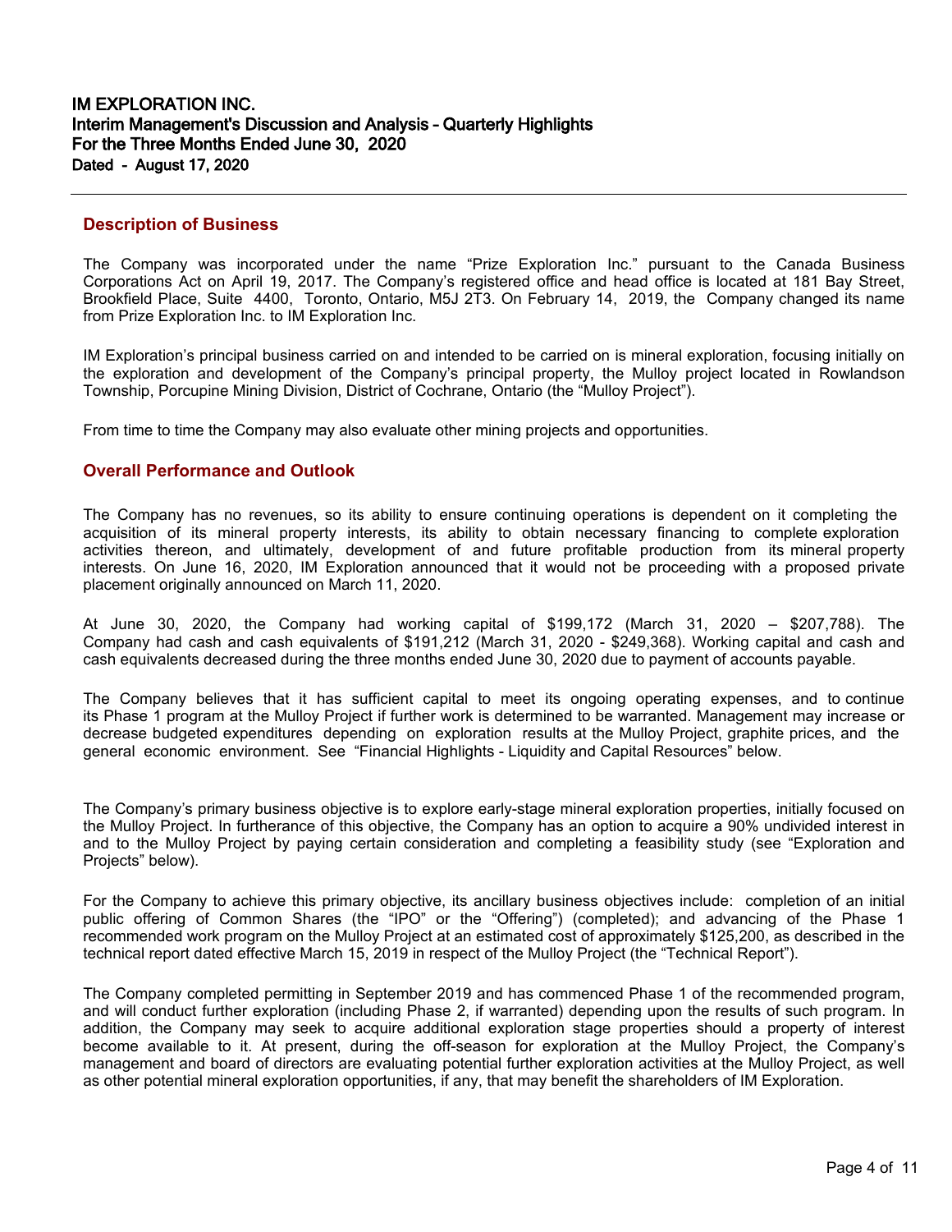# IM EXPLORATION INC.
## Interim Management's Discussion and Analysis – Quarterly Highlights
## For the Three Months Ended June 30, 2020
**Dated - August 17, 2020**

## Description of Business

The Company was incorporated under the name "Prize Exploration Inc." pursuant to the Canada Business Corporations Act on April 19, 2017. The Company's registered office and head office is located at 181 Bay Street, Brookfield Place, Suite 4400, Toronto, Ontario, M5J 2T3. On February 14, 2019, the Company changed its name from Prize Exploration Inc. to IM Exploration Inc.

IM Exploration's principal business carried on and intended to be carried on is mineral exploration, focusing initially on the exploration and development of the Company's principal property, the Mulloy project located in Rowlandson Township, Porcupine Mining Division, District of Cochrane, Ontario (the "Mulloy Project").

From time to time the Company may also evaluate other mining projects and opportunities.

## Overall Performance and Outlook

The Company has no revenues, so its ability to ensure continuing operations is dependent on it completing the acquisition of its mineral property interests, its ability to obtain necessary financing to complete exploration activities thereon, and ultimately, development of and future profitable production from its mineral property interests. On June 16, 2020, IM Exploration announced that it would not be proceeding with a proposed private placement originally announced on March 11, 2020.

At June 30, 2020, the Company had working capital of $199,172 (March 31, 2020 – $207,788). The Company had cash and cash equivalents of $191,212 (March 31, 2020 - $249,368). Working capital and cash and cash equivalents decreased during the three months ended June 30, 2020 due to payment of accounts payable.

The Company believes that it has sufficient capital to meet its ongoing operating expenses, and to continue its Phase 1 program at the Mulloy Project if further work is determined to be warranted. Management may increase or decrease budgeted expenditures depending on exploration results at the Mulloy Project, graphite prices, and the general economic environment. See "Financial Highlights - Liquidity and Capital Resources" below.

The Company's primary business objective is to explore early-stage mineral exploration properties, initially focused on the Mulloy Project. In furtherance of this objective, the Company has an option to acquire a 90% undivided interest in and to the Mulloy Project by paying certain consideration and completing a feasibility study (see "Exploration and Projects" below).

For the Company to achieve this primary objective, its ancillary business objectives include: completion of an initial public offering of Common Shares (the "IPO" or the "Offering") (completed); and advancing of the Phase 1 recommended work program on the Mulloy Project at an estimated cost of approximately $125,200, as described in the technical report dated effective March 15, 2019 in respect of the Mulloy Project (the "Technical Report").

The Company completed permitting in September 2019 and has commenced Phase 1 of the recommended program, and will conduct further exploration (including Phase 2, if warranted) depending upon the results of such program. In addition, the Company may seek to acquire additional exploration stage properties should a property of interest become available to it. At present, during the off-season for exploration at the Mulloy Project, the Company's management and board of directors are evaluating potential further exploration activities at the Mulloy Project, as well as other potential mineral exploration opportunities, if any, that may benefit the shareholders of IM Exploration.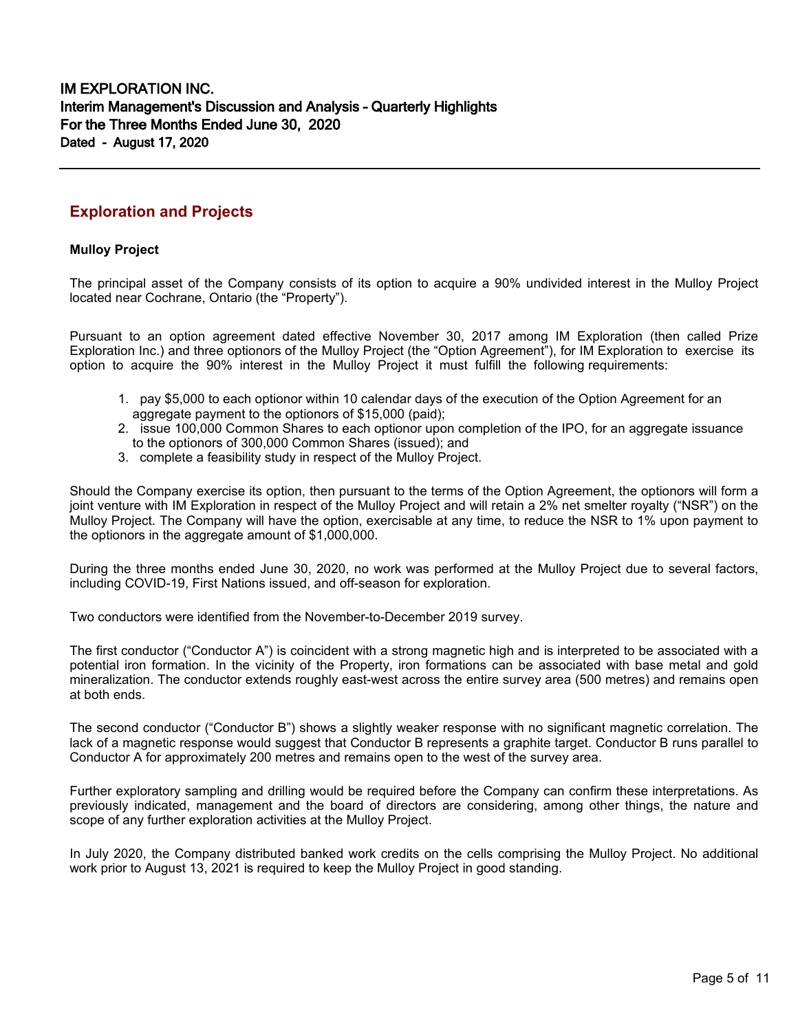## Exploration and Projects

### Mulloy Project

The principal asset of the Company consists of its option to acquire a 90% undivided interest in the Mulloy Project located near Cochrane, Ontario (the "Property").

Pursuant to an option agreement dated effective November 30, 2017 among IM Exploration (then called Prize Exploration Inc.) and three optionors of the Mulloy Project (the "Option Agreement"), for IM Exploration to exercise its option to acquire the 90% interest in the Mulloy Project it must fulfill the following requirements:

1. pay $5,000 to each optionor within 10 calendar days of the execution of the Option Agreement for an aggregate payment to the optionors of $15,000 (paid);
2. issue 100,000 Common Shares to each optionor upon completion of the IPO, for an aggregate issuance to the optionors of 300,000 Common Shares (issued); and
3. complete a feasibility study in respect of the Mulloy Project.

Should the Company exercise its option, then pursuant to the terms of the Option Agreement, the optionors will form a joint venture with IM Exploration in respect of the Mulloy Project and will retain a 2% net smelter royalty ("NSR") on the Mulloy Project. The Company will have the option, exercisable at any time, to reduce the NSR to 1% upon payment to the optionors in the aggregate amount of $1,000,000.

During the three months ended June 30, 2020, no work was performed at the Mulloy Project due to several factors, including COVID-19, First Nations issued, and off-season for exploration.

Two conductors were identified from the November-to-December 2019 survey.

The first conductor ("Conductor A") is coincident with a strong magnetic high and is interpreted to be associated with a potential iron formation. In the vicinity of the Property, iron formations can be associated with base metal and gold mineralization. The conductor extends roughly east-west across the entire survey area (500 metres) and remains open at both ends.

The second conductor ("Conductor B") shows a slightly weaker response with no significant magnetic correlation. The lack of a magnetic response would suggest that Conductor B represents a graphite target. Conductor B runs parallel to Conductor A for approximately 200 metres and remains open to the west of the survey area.

Further exploratory sampling and drilling would be required before the Company can confirm these interpretations. As previously indicated, management and the board of directors are considering, among other things, the nature and scope of any further exploration activities at the Mulloy Project.

In July 2020, the Company distributed banked work credits on the cells comprising the Mulloy Project. No additional work prior to August 13, 2021 is required to keep the Mulloy Project in good standing.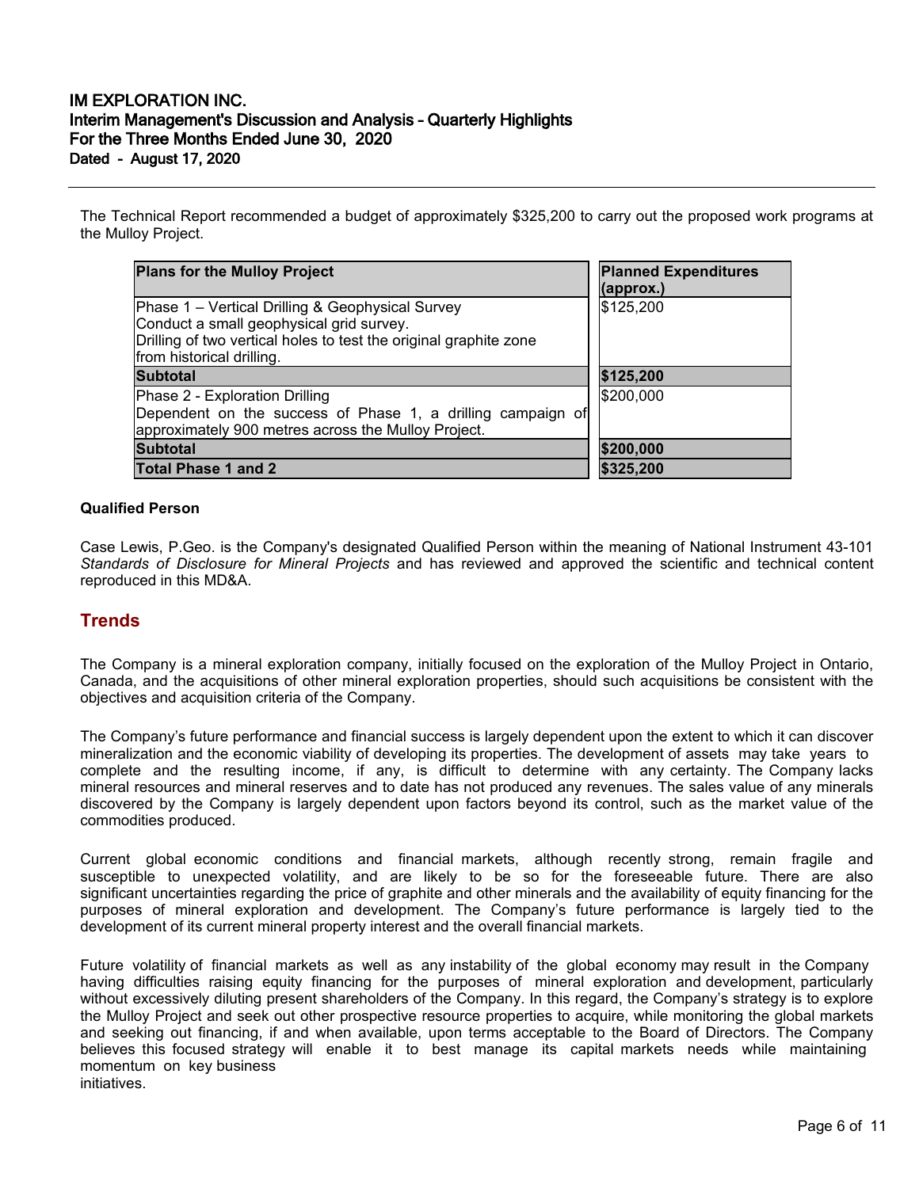The Technical Report recommended a budget of approximately $325,200 to carry out the proposed work programs at the Mulloy Project.

| Plans for the Mulloy Project | Planned Expenditures (approx.) |
|---|---|
| Phase 1 – Vertical Drilling & Geophysical Survey<br>Conduct a small geophysical grid survey.<br>Drilling of two vertical holes to test the original graphite zone from historical drilling. | $125,200 |
| **Subtotal** | **$125,200** |
| Phase 2 - Exploration Drilling<br>Dependent on the success of Phase 1, a drilling campaign of approximately 900 metres across the Mulloy Project. | $200,000 |
| **Subtotal** | **$200,000** |
| **Total Phase 1 and 2** | **$325,200** |

**Qualified Person**

Case Lewis, P.Geo. is the Company's designated Qualified Person within the meaning of National Instrument 43-101 *Standards of Disclosure for Mineral Projects* and has reviewed and approved the scientific and technical content reproduced in this MD&A.

## Trends

The Company is a mineral exploration company, initially focused on the exploration of the Mulloy Project in Ontario, Canada, and the acquisitions of other mineral exploration properties, should such acquisitions be consistent with the objectives and acquisition criteria of the Company.

The Company's future performance and financial success is largely dependent upon the extent to which it can discover mineralization and the economic viability of developing its properties. The development of assets may take years to complete and the resulting income, if any, is difficult to determine with any certainty. The Company lacks mineral resources and mineral reserves and to date has not produced any revenues. The sales value of any minerals discovered by the Company is largely dependent upon factors beyond its control, such as the market value of the commodities produced.

Current global economic conditions and financial markets, although recently strong, remain fragile and susceptible to unexpected volatility, and are likely to be so for the foreseeable future. There are also significant uncertainties regarding the price of graphite and other minerals and the availability of equity financing for the purposes of mineral exploration and development. The Company's future performance is largely tied to the development of its current mineral property interest and the overall financial markets.

Future volatility of financial markets as well as any instability of the global economy may result in the Company having difficulties raising equity financing for the purposes of mineral exploration and development, particularly without excessively diluting present shareholders of the Company. In this regard, the Company's strategy is to explore the Mulloy Project and seek out other prospective resource properties to acquire, while monitoring the global markets and seeking out financing, if and when available, upon terms acceptable to the Board of Directors. The Company believes this focused strategy will enable it to best manage its capital markets needs while maintaining momentum on key business initiatives.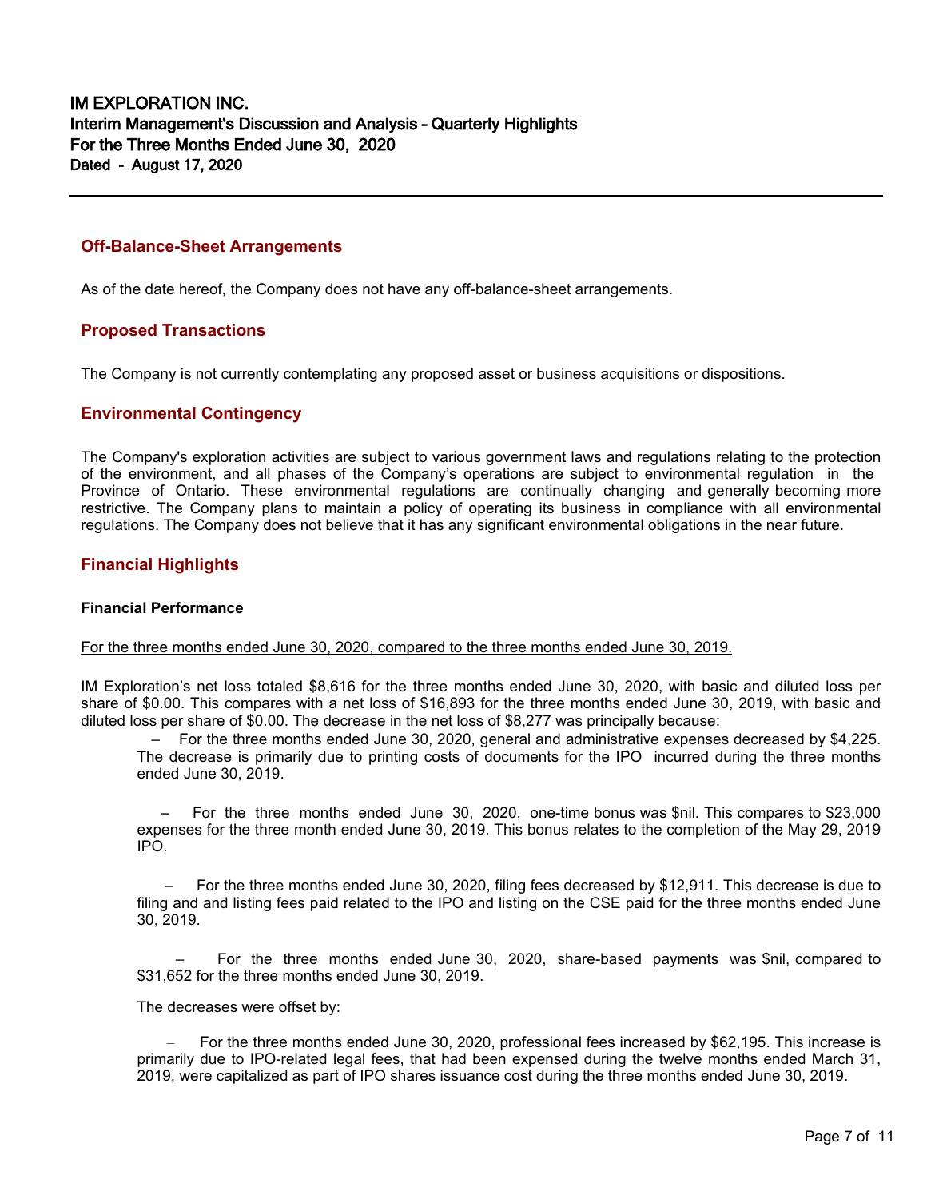## Off-Balance-Sheet Arrangements

As of the date hereof, the Company does not have any off-balance-sheet arrangements.

## Proposed Transactions

The Company is not currently contemplating any proposed asset or business acquisitions or dispositions.

## Environmental Contingency

The Company's exploration activities are subject to various government laws and regulations relating to the protection of the environment, and all phases of the Company's operations are subject to environmental regulation in the Province of Ontario. These environmental regulations are continually changing and generally becoming more restrictive. The Company plans to maintain a policy of operating its business in compliance with all environmental regulations. The Company does not believe that it has any significant environmental obligations in the near future.

## Financial Highlights

### Financial Performance

For the three months ended June 30, 2020, compared to the three months ended June 30, 2019.

IM Exploration's net loss totaled $8,616 for the three months ended June 30, 2020, with basic and diluted loss per share of $0.00. This compares with a net loss of $16,893 for the three months ended June 30, 2019, with basic and diluted loss per share of $0.00. The decrease in the net loss of $8,277 was principally because:

- For the three months ended June 30, 2020, general and administrative expenses decreased by $4,225. The decrease is primarily due to printing costs of documents for the IPO incurred during the three months ended June 30, 2019.

- For the three months ended June 30, 2020, one-time bonus was $nil. This compares to $23,000 expenses for the three month ended June 30, 2019. This bonus relates to the completion of the May 29, 2019 IPO.

- For the three months ended June 30, 2020, filing fees decreased by $12,911. This decrease is due to filing and and listing fees paid related to the IPO and listing on the CSE paid for the three months ended June 30, 2019.

- For the three months ended June 30, 2020, share-based payments was $nil, compared to $31,652 for the three months ended June 30, 2019.

The decreases were offset by:

- For the three months ended June 30, 2020, professional fees increased by $62,195. This increase is primarily due to IPO-related legal fees, that had been expensed during the twelve months ended March 31, 2019, were capitalized as part of IPO shares issuance cost during the three months ended June 30, 2019.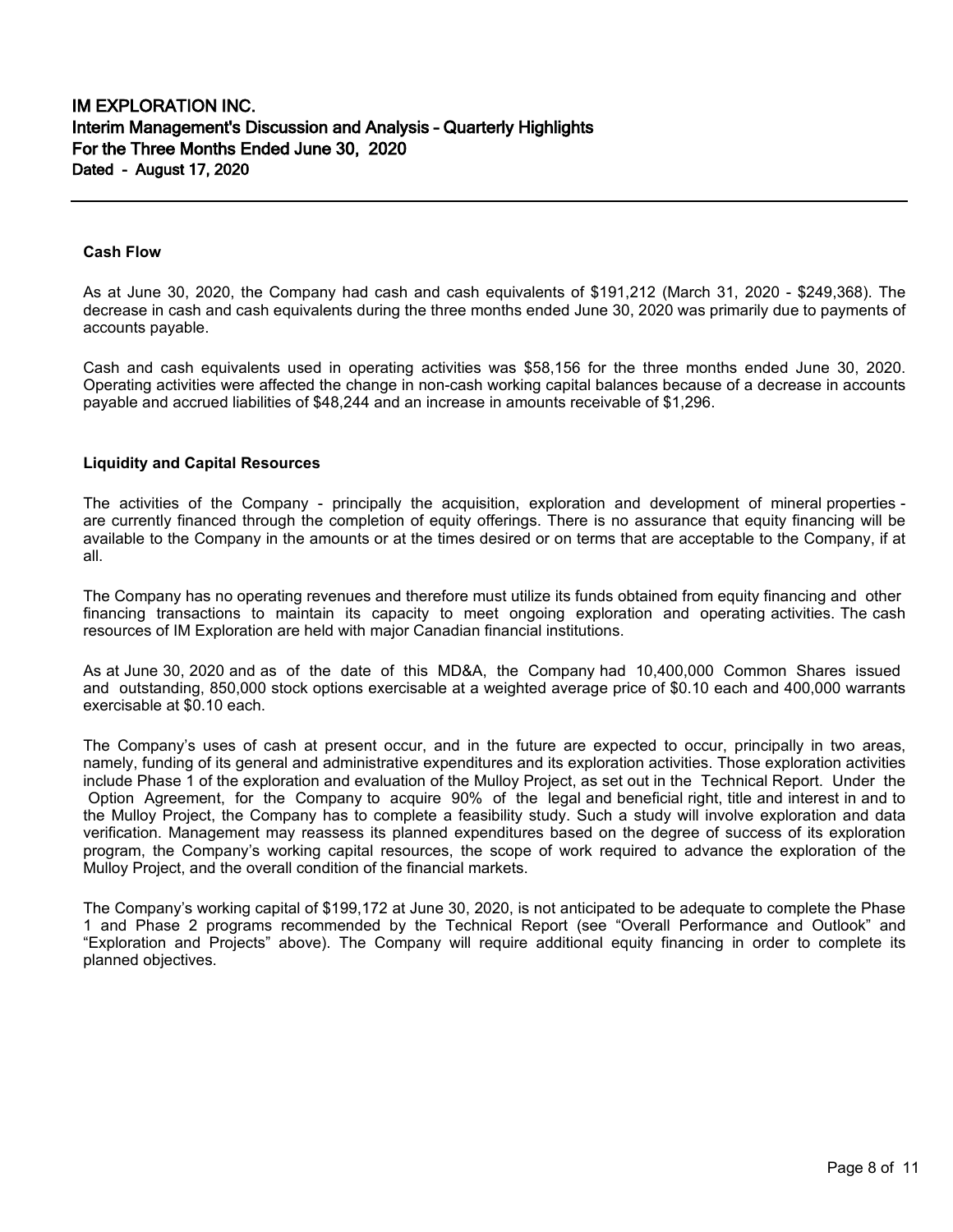**Cash Flow**

As at June 30, 2020, the Company had cash and cash equivalents of $191,212 (March 31, 2020 - $249,368). The decrease in cash and cash equivalents during the three months ended June 30, 2020 was primarily due to payments of accounts payable.

Cash and cash equivalents used in operating activities was $58,156 for the three months ended June 30, 2020. Operating activities were affected the change in non-cash working capital balances because of a decrease in accounts payable and accrued liabilities of $48,244 and an increase in amounts receivable of $1,296.

**Liquidity and Capital Resources**

The activities of the Company - principally the acquisition, exploration and development of mineral properties - are currently financed through the completion of equity offerings. There is no assurance that equity financing will be available to the Company in the amounts or at the times desired or on terms that are acceptable to the Company, if at all.

The Company has no operating revenues and therefore must utilize its funds obtained from equity financing and other financing transactions to maintain its capacity to meet ongoing exploration and operating activities. The cash resources of IM Exploration are held with major Canadian financial institutions.

As at June 30, 2020 and as of the date of this MD&A, the Company had 10,400,000 Common Shares issued and outstanding, 850,000 stock options exercisable at a weighted average price of $0.10 each and 400,000 warrants exercisable at $0.10 each.

The Company's uses of cash at present occur, and in the future are expected to occur, principally in two areas, namely, funding of its general and administrative expenditures and its exploration activities. Those exploration activities include Phase 1 of the exploration and evaluation of the Mulloy Project, as set out in the Technical Report. Under the Option Agreement, for the Company to acquire 90% of the legal and beneficial right, title and interest in and to the Mulloy Project, the Company has to complete a feasibility study. Such a study will involve exploration and data verification. Management may reassess its planned expenditures based on the degree of success of its exploration program, the Company's working capital resources, the scope of work required to advance the exploration of the Mulloy Project, and the overall condition of the financial markets.

The Company's working capital of $199,172 at June 30, 2020, is not anticipated to be adequate to complete the Phase 1 and Phase 2 programs recommended by the Technical Report (see "Overall Performance and Outlook" and "Exploration and Projects" above). The Company will require additional equity financing in order to complete its planned objectives.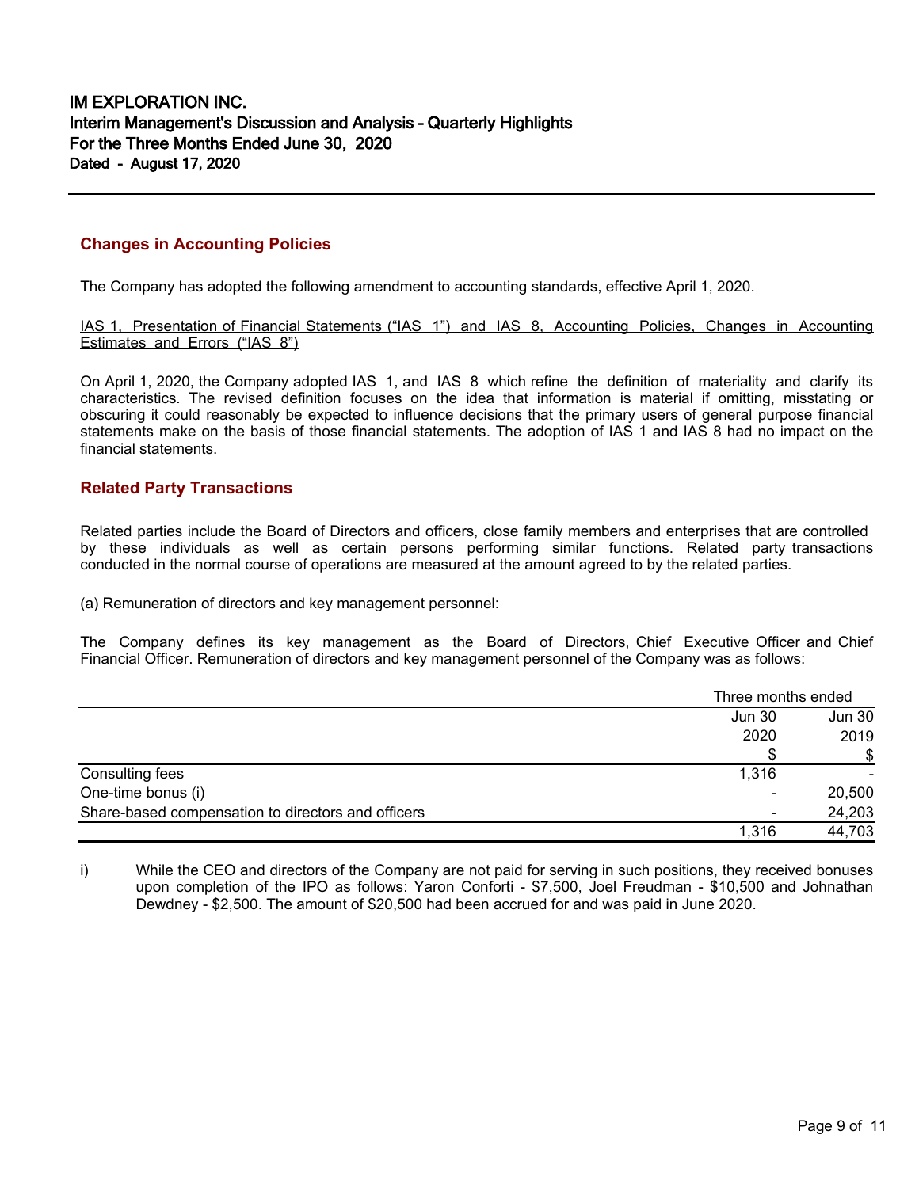## Changes in Accounting Policies

The Company has adopted the following amendment to accounting standards, effective April 1, 2020.

IAS 1, Presentation of Financial Statements ("IAS 1") and IAS 8, Accounting Policies, Changes in Accounting Estimates and Errors ("IAS 8")

On April 1, 2020, the Company adopted IAS 1, and IAS 8 which refine the definition of materiality and clarify its characteristics. The revised definition focuses on the idea that information is material if omitting, misstating or obscuring it could reasonably be expected to influence decisions that the primary users of general purpose financial statements make on the basis of those financial statements. The adoption of IAS 1 and IAS 8 had no impact on the financial statements.

## Related Party Transactions

Related parties include the Board of Directors and officers, close family members and enterprises that are controlled by these individuals as well as certain persons performing similar functions. Related party transactions conducted in the normal course of operations are measured at the amount agreed to by the related parties.

(a) Remuneration of directors and key management personnel:

The Company defines its key management as the Board of Directors, Chief Executive Officer and Chief Financial Officer. Remuneration of directors and key management personnel of the Company was as follows:

| | Three months ended | |
|---|---|---|
| | Jun 30 2020 | Jun 30 2019 |
| | $ | $ |
| Consulting fees | 1,316 | - |
| One-time bonus (i) | - | 20,500 |
| Share-based compensation to directors and officers | - | 24,203 |
| | 1,316 | 44,703 |

i) While the CEO and directors of the Company are not paid for serving in such positions, they received bonuses upon completion of the IPO as follows: Yaron Conforti - $7,500, Joel Freudman - $10,500 and Johnathan Dewdney - $2,500. The amount of $20,500 had been accrued for and was paid in June 2020.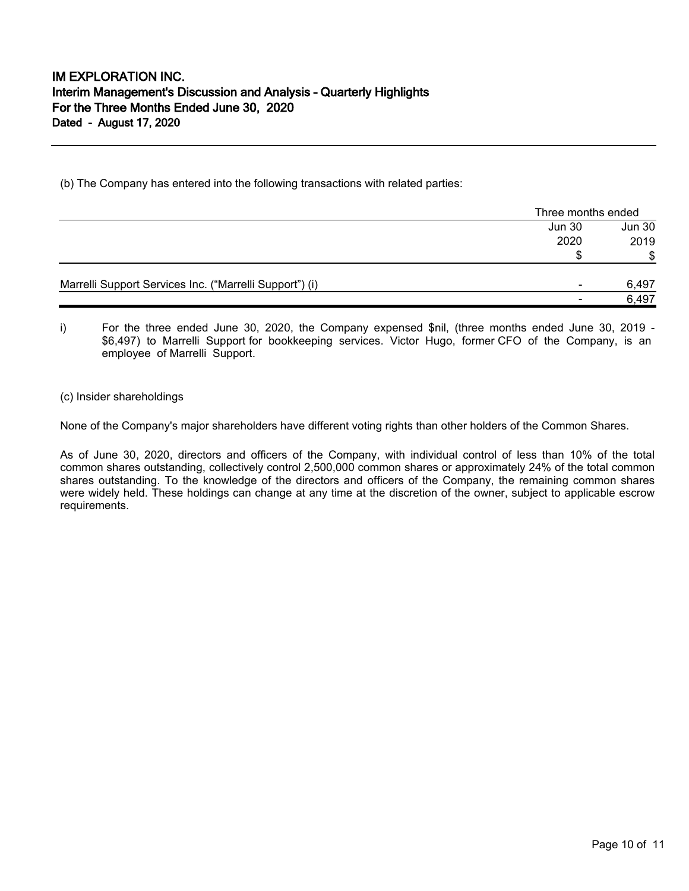(b) The Company has entered into the following transactions with related parties:

| | Three months ended | |
|---|---|---|
| | Jun 30 2020 | Jun 30 2019 |
| | $ | $ |
| Marrelli Support Services Inc. ("Marrelli Support") (i) | - | 6,497 |
| | - | 6,497 |

i) For the three ended June 30, 2020, the Company expensed $nil, (three months ended June 30, 2019 - $6,497) to Marrelli Support for bookkeeping services. Victor Hugo, former CFO of the Company, is an employee of Marrelli Support.

(c) Insider shareholdings

None of the Company's major shareholders have different voting rights than other holders of the Common Shares.

As of June 30, 2020, directors and officers of the Company, with individual control of less than 10% of the total common shares outstanding, collectively control 2,500,000 common shares or approximately 24% of the total common shares outstanding. To the knowledge of the directors and officers of the Company, the remaining common shares were widely held. These holdings can change at any time at the discretion of the owner, subject to applicable escrow requirements.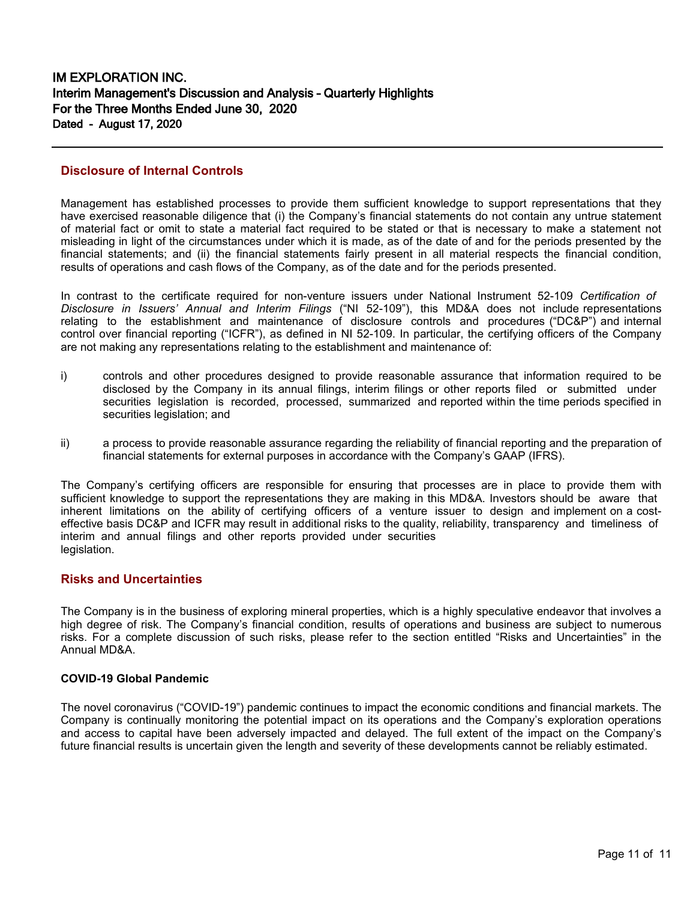## Disclosure of Internal Controls

Management has established processes to provide them sufficient knowledge to support representations that they have exercised reasonable diligence that (i) the Company's financial statements do not contain any untrue statement of material fact or omit to state a material fact required to be stated or that is necessary to make a statement not misleading in light of the circumstances under which it is made, as of the date of and for the periods presented by the financial statements; and (ii) the financial statements fairly present in all material respects the financial condition, results of operations and cash flows of the Company, as of the date and for the periods presented.

In contrast to the certificate required for non-venture issuers under National Instrument 52-109 *Certification of Disclosure in Issuers' Annual and Interim Filings* ("NI 52-109"), this MD&A does not include representations relating to the establishment and maintenance of disclosure controls and procedures ("DC&P") and internal control over financial reporting ("ICFR"), as defined in NI 52-109. In particular, the certifying officers of the Company are not making any representations relating to the establishment and maintenance of:

i) controls and other procedures designed to provide reasonable assurance that information required to be disclosed by the Company in its annual filings, interim filings or other reports filed or submitted under securities legislation is recorded, processed, summarized and reported within the time periods specified in securities legislation; and

ii) a process to provide reasonable assurance regarding the reliability of financial reporting and the preparation of financial statements for external purposes in accordance with the Company's GAAP (IFRS).

The Company's certifying officers are responsible for ensuring that processes are in place to provide them with sufficient knowledge to support the representations they are making in this MD&A. Investors should be aware that inherent limitations on the ability of certifying officers of a venture issuer to design and implement on a cost-effective basis DC&P and ICFR may result in additional risks to the quality, reliability, transparency and timeliness of interim and annual filings and other reports provided under securities legislation.

## Risks and Uncertainties

The Company is in the business of exploring mineral properties, which is a highly speculative endeavor that involves a high degree of risk. The Company's financial condition, results of operations and business are subject to numerous risks. For a complete discussion of such risks, please refer to the section entitled "Risks and Uncertainties" in the Annual MD&A.

### COVID-19 Global Pandemic

The novel coronavirus ("COVID-19") pandemic continues to impact the economic conditions and financial markets. The Company is continually monitoring the potential impact on its operations and the Company's exploration operations and access to capital have been adversely impacted and delayed. The full extent of the impact on the Company's future financial results is uncertain given the length and severity of these developments cannot be reliably estimated.